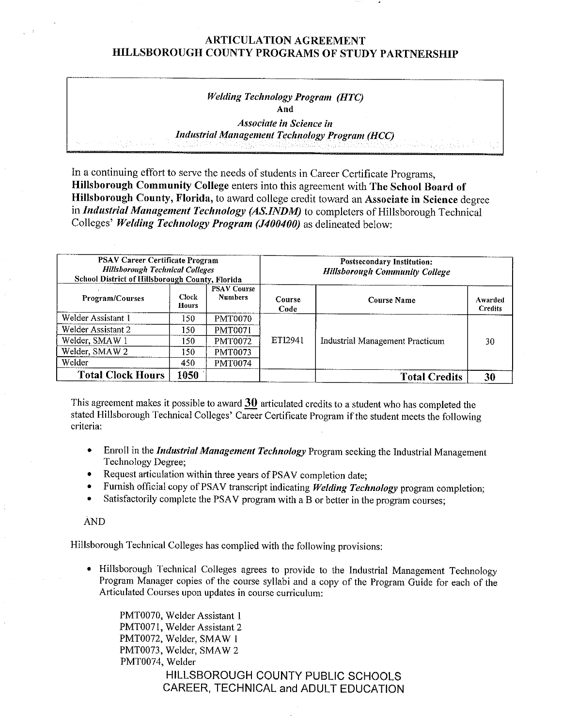# ARTICULATION AGREEMENT
# HILLSBOROUGH COUNTY PROGRAMS OF STUDY PARTNERSHIP

*Welding Technology Program (HTC)*
**And**
*Associate in Science in*
*Industrial Management Technology Program (HCC)*

In a continuing effort to serve the needs of students in Career Certificate Programs, **Hillsborough Community College** enters into this agreement with **The School Board of Hillsborough County, Florida,** to award college credit toward an **Associate in Science** degree in ***Industrial Management Technology (AS.INDM)*** to completers of Hillsborough Technical Colleges' ***Welding Technology Program (J400400)*** as delineated below:

| PSAV Career Certificate Program *Hillsborough Technical Colleges* School District of Hillsborough County, Florida | | | Postsecondary Institution: *Hillsborough Community College* | | |
|---|---|---|---|---|---|
| **Program/Courses** | **Clock Hours** | **PSAV Course Numbers** | **Course Code** | **Course Name** | **Awarded Credits** |
| Welder Assistant 1 | 150 | PMT0070 | ETI2941 | Industrial Management Practicum | 30 |
| Welder Assistant 2 | 150 | PMT0071 | | | |
| Welder, SMAW 1 | 150 | PMT0072 | | | |
| Welder, SMAW 2 | 150 | PMT0073 | | | |
| Welder | 450 | PMT0074 | | | |
| **Total Clock Hours** | **1050** | | | **Total Credits** | **30** |

This agreement makes it possible to award **30** articulated credits to a student who has completed the stated Hillsborough Technical Colleges' Career Certificate Program if the student meets the following criteria:

- Enroll in the ***Industrial Management Technology*** Program seeking the Industrial Management Technology Degree;
- Request articulation within three years of PSAV completion date;
- Furnish official copy of PSAV transcript indicating ***Welding Technology*** program completion;
- Satisfactorily complete the PSAV program with a B or better in the program courses;

AND

Hillsborough Technical Colleges has complied with the following provisions:

- Hillsborough Technical Colleges agrees to provide to the Industrial Management Technology Program Manager copies of the course syllabi and a copy of the Program Guide for each of the Articulated Courses upon updates in course curriculum:

  PMT0070, Welder Assistant 1
  PMT0071, Welder Assistant 2
  PMT0072, Welder, SMAW 1
  PMT0073, Welder, SMAW 2
  PMT0074, Welder

HILLSBOROUGH COUNTY PUBLIC SCHOOLS
CAREER, TECHNICAL and ADULT EDUCATION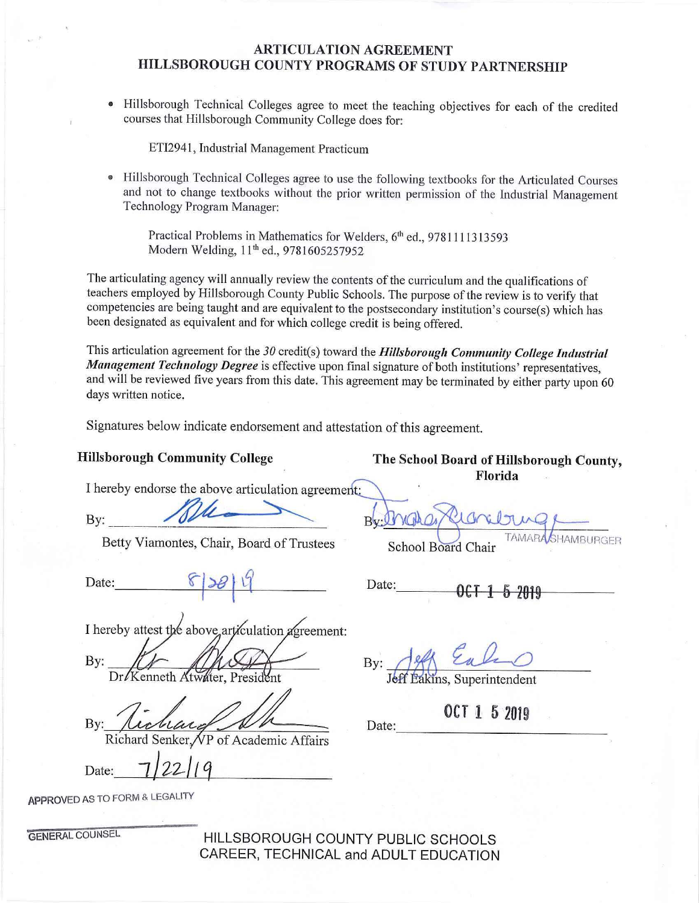## ARTICULATION AGREEMENT
## HILLSBOROUGH COUNTY PROGRAMS OF STUDY PARTNERSHIP

- Hillsborough Technical Colleges agree to meet the teaching objectives for each of the credited courses that Hillsborough Community College does for:

  ETI2941, Industrial Management Practicum

- Hillsborough Technical Colleges agree to use the following textbooks for the Articulated Courses and not to change textbooks without the prior written permission of the Industrial Management Technology Program Manager:

  Practical Problems in Mathematics for Welders, 6th ed., 9781111313593
  Modern Welding, 11th ed., 9781605257952

The articulating agency will annually review the contents of the curriculum and the qualifications of teachers employed by Hillsborough County Public Schools. The purpose of the review is to verify that competencies are being taught and are equivalent to the postsecondary institution's course(s) which has been designated as equivalent and for which college credit is being offered.

This articulation agreement for the *30* credit(s) toward the ***Hillsborough Community College Industrial Management Technology Degree*** is effective upon final signature of both institutions' representatives, and will be reviewed five years from this date. This agreement may be terminated by either party upon 60 days written notice.

Signatures below indicate endorsement and attestation of this agreement.

**Hillsborough Community College**

I hereby endorse the above articulation agreement:

By: _______________
Betty Viamontes, Chair, Board of Trustees

Date: 8/28/19

I hereby attest the above articulation agreement:

By: _______________
Dr. Kenneth Atwater, President

By: _______________
Richard Senker, VP of Academic Affairs

Date: 7/22/19

**The School Board of Hillsborough County, Florida**

By: _______________ TAMARA SHAMBURGER
School Board Chair

Date: OCT 1 5 2019

By: _______________
Jeff Eakins, Superintendent

Date: OCT 1 5 2019

APPROVED AS TO FORM & LEGALITY

GENERAL COUNSEL

HILLSBOROUGH COUNTY PUBLIC SCHOOLS
CAREER, TECHNICAL and ADULT EDUCATION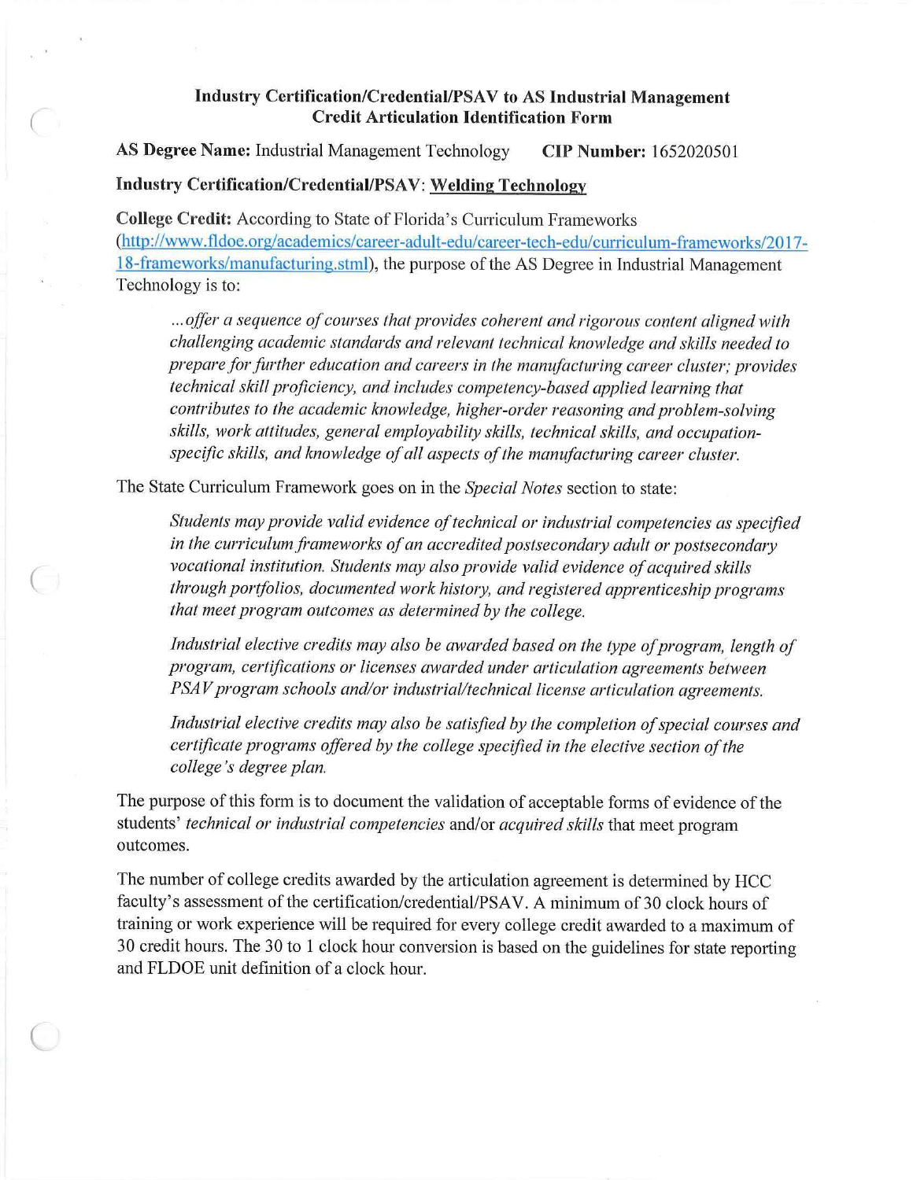## Industry Certification/Credential/PSAV to AS Industrial Management Credit Articulation Identification Form

**AS Degree Name:** Industrial Management Technology **CIP Number:** 1652020501

**Industry Certification/Credential/PSAV:** Welding Technology

**College Credit:** According to State of Florida's Curriculum Frameworks (http://www.fldoe.org/academics/career-adult-edu/career-tech-edu/curriculum-frameworks/2017-18-frameworks/manufacturing.stml), the purpose of the AS Degree in Industrial Management Technology is to:

> *...offer a sequence of courses that provides coherent and rigorous content aligned with challenging academic standards and relevant technical knowledge and skills needed to prepare for further education and careers in the manufacturing career cluster; provides technical skill proficiency, and includes competency-based applied learning that contributes to the academic knowledge, higher-order reasoning and problem-solving skills, work attitudes, general employability skills, technical skills, and occupation-specific skills, and knowledge of all aspects of the manufacturing career cluster.*

The State Curriculum Framework goes on in the *Special Notes* section to state:

> *Students may provide valid evidence of technical or industrial competencies as specified in the curriculum frameworks of an accredited postsecondary adult or postsecondary vocational institution. Students may also provide valid evidence of acquired skills through portfolios, documented work history, and registered apprenticeship programs that meet program outcomes as determined by the college.*
>
> *Industrial elective credits may also be awarded based on the type of program, length of program, certifications or licenses awarded under articulation agreements between PSAV program schools and/or industrial/technical license articulation agreements.*
>
> *Industrial elective credits may also be satisfied by the completion of special courses and certificate programs offered by the college specified in the elective section of the college's degree plan.*

The purpose of this form is to document the validation of acceptable forms of evidence of the students' *technical or industrial competencies* and/or *acquired skills* that meet program outcomes.

The number of college credits awarded by the articulation agreement is determined by HCC faculty's assessment of the certification/credential/PSAV. A minimum of 30 clock hours of training or work experience will be required for every college credit awarded to a maximum of 30 credit hours. The 30 to 1 clock hour conversion is based on the guidelines for state reporting and FLDOE unit definition of a clock hour.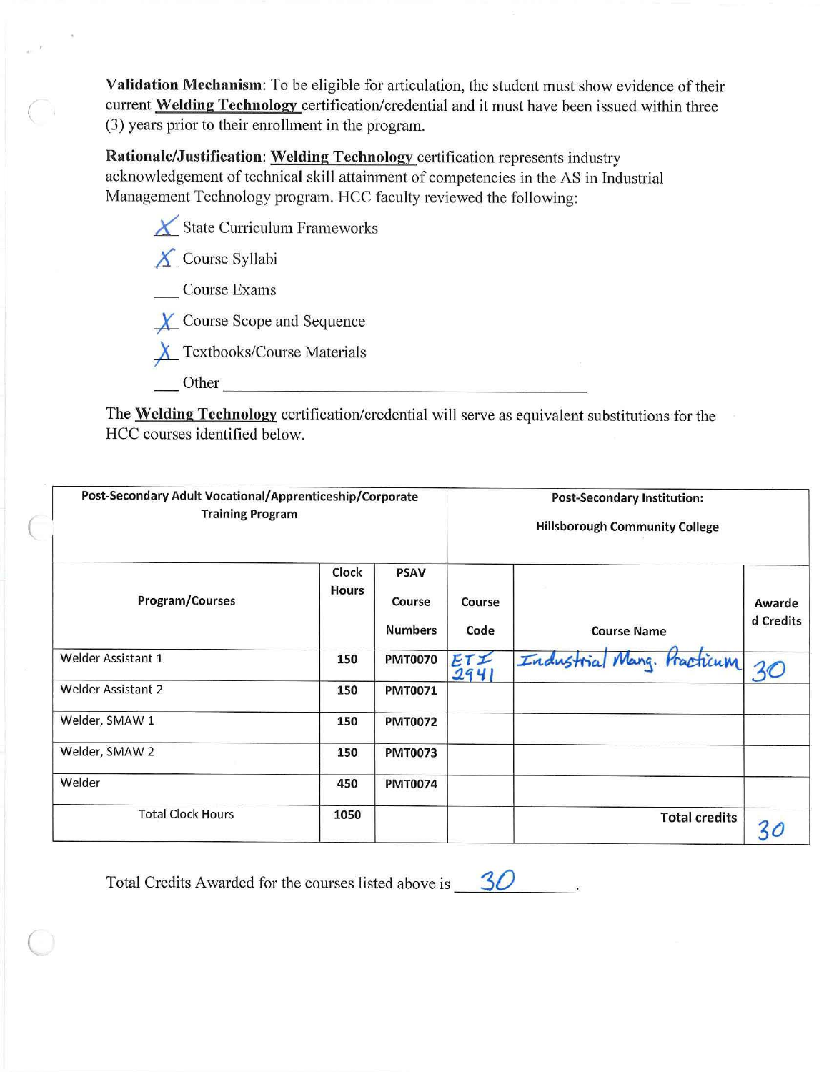**Validation Mechanism**: To be eligible for articulation, the student must show evidence of their current **Welding Technology** certification/credential and it must have been issued within three (3) years prior to their enrollment in the program.

**Rationale/Justification**: **Welding Technology** certification represents industry acknowledgement of technical skill attainment of competencies in the AS in Industrial Management Technology program. HCC faculty reviewed the following:

- X State Curriculum Frameworks
- X Course Syllabi
- ___ Course Exams
- X Course Scope and Sequence
- X Textbooks/Course Materials
- ___ Other ______________________

The **Welding Technology** certification/credential will serve as equivalent substitutions for the HCC courses identified below.

| Post-Secondary Adult Vocational/Apprenticeship/Corporate Training Program | | | Post-Secondary Institution: Hillsborough Community College | | |
|---|---|---|---|---|---|
| Program/Courses | Clock Hours | PSAV Course Numbers | Course Code | Course Name | Awarded Credits |
| Welder Assistant 1 | 150 | PMT0070 | ETI 2941 | Industrial Mang. Practicum | 30 |
| Welder Assistant 2 | 150 | PMT0071 | | | |
| Welder, SMAW 1 | 150 | PMT0072 | | | |
| Welder, SMAW 2 | 150 | PMT0073 | | | |
| Welder | 450 | PMT0074 | | | |
| Total Clock Hours | 1050 | | | Total credits | 30 |

Total Credits Awarded for the courses listed above is 30.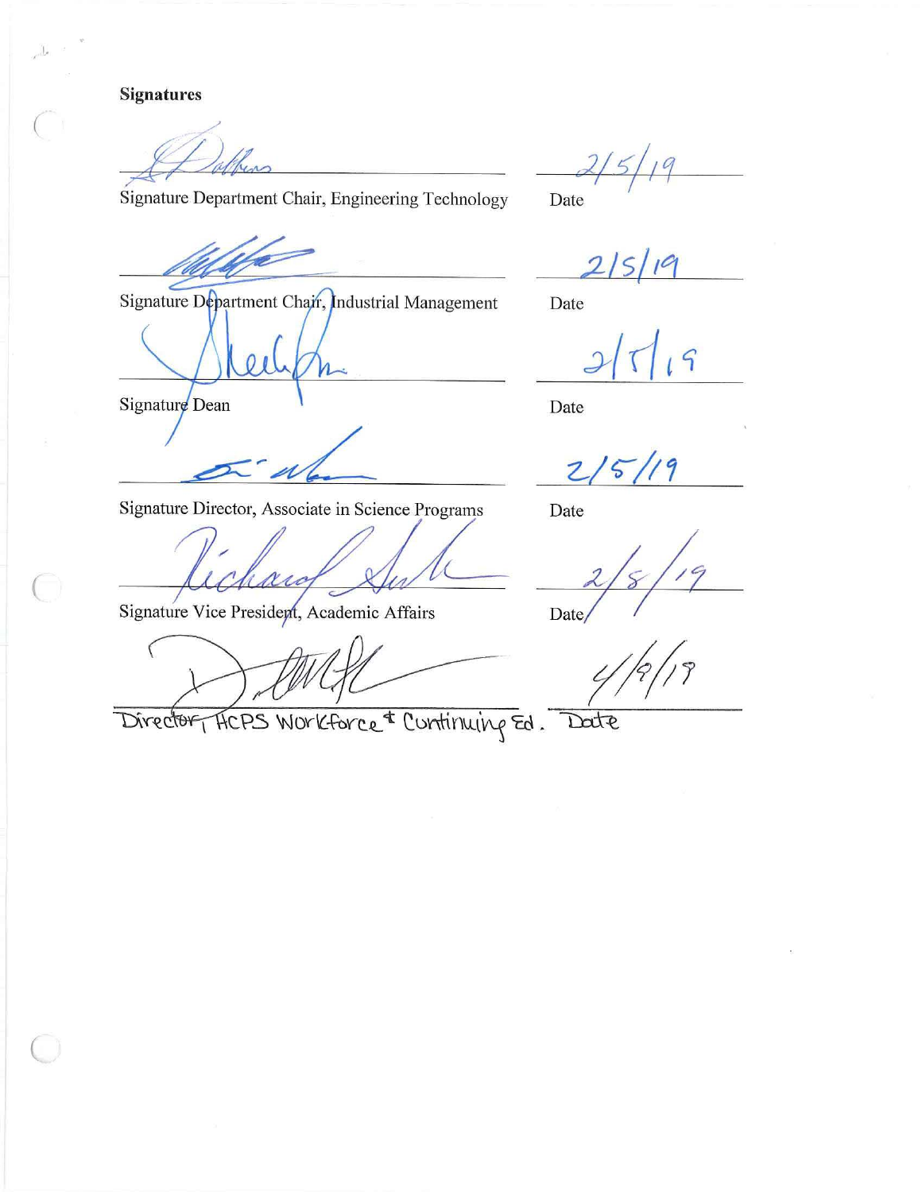**Signatures**

_______________________________ 2/5/19

Signature Department Chair, Engineering Technology Date

_______________________________ 2/5/19

Signature Department Chair, Industrial Management Date

_______________________________ 2/5/19

Signature Dean Date

_______________________________ 2/5/19

Signature Director, Associate in Science Programs Date

_______________________________ 2/8/19

Signature Vice President, Academic Affairs Date

_______________________________ 4/9/19

Director, HCPS Workforce & Continuing Ed. Date